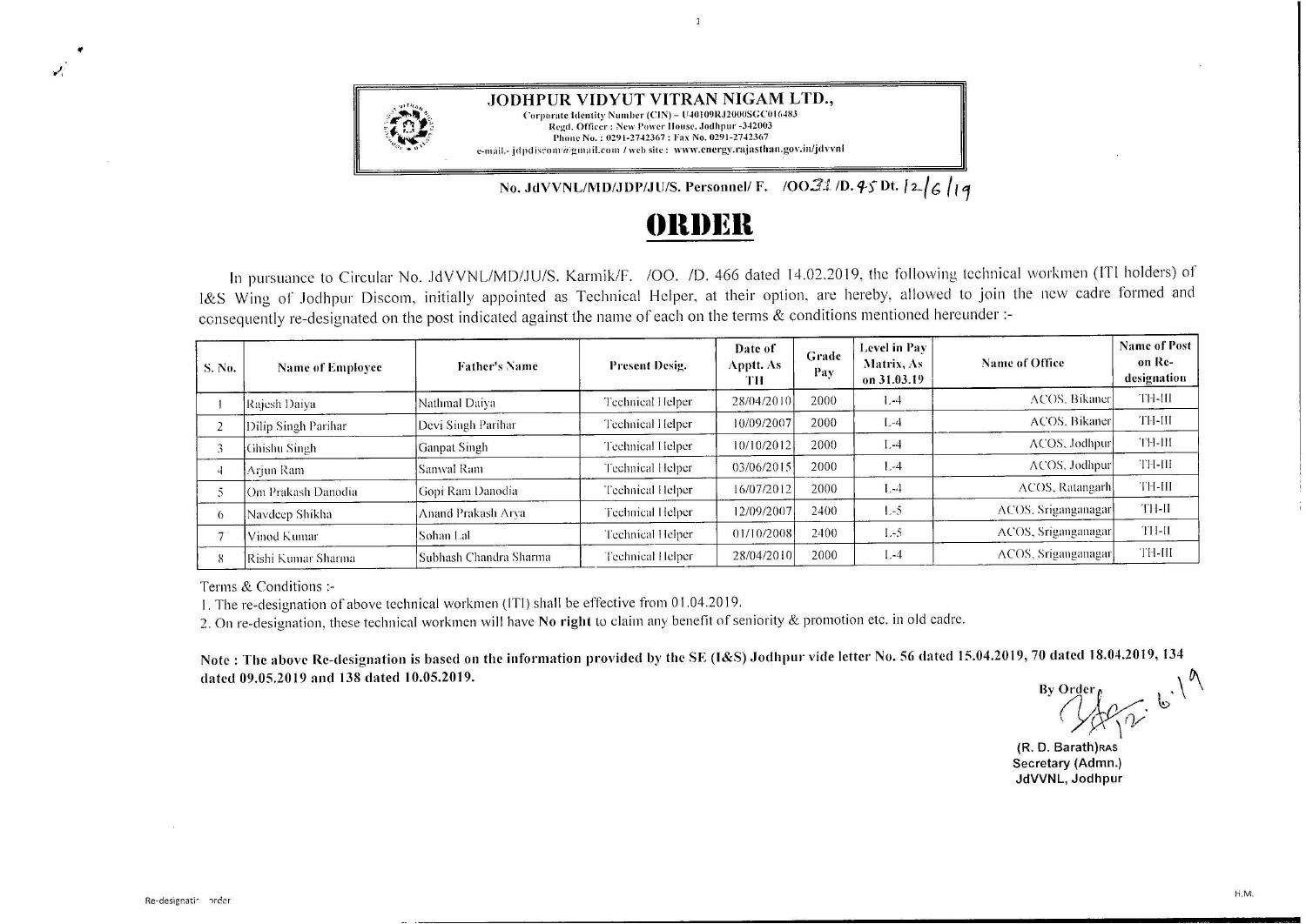**JODHPUR VIDYUT VITRAN NIGAM LTD.,**
Corporate Identity Number (CIN) – U40109RJ2000SGC016483
Regd. Officer : New Power House, Jodhpur -342003
Phone No. : 0291-2742367 : Fax No. 0291-2742367
e-mail.- jdpdiscom@gmail.com / web site : www.energy.rajasthan.gov.in/jdvvnl

**No. JdVVNL/MD/JDP/JU/S. Personnel/ F. /OO21 /D. 45 Dt. 12/6/19**

# ORDER

In pursuance to Circular No. JdVVNL/MD/JU/S. Karmik/F. /OO. /D. 466 dated 14.02.2019, the following technical workmen (ITI holders) of I&S Wing of Jodhpur Discom, initially appointed as Technical Helper, at their option, are hereby, allowed to join the new cadre formed and consequently re-designated on the post indicated against the name of each on the terms & conditions mentioned hereunder :-

| S. No. | Name of Employee | Father's Name | Present Desig. | Date of Apptt. As TH | Grade Pay | Level in Pay Matrix, As on 31.03.19 | Name of Office | Name of Post on Re-designation |
|---|---|---|---|---|---|---|---|---|
| 1 | Rajesh Daiya | Nathmal Daiya | Technical Helper | 28/04/2010 | 2000 | L-4 | ACOS, Bikaner | TH-III |
| 2 | Dilip Singh Parihar | Devi Singh Parihar | Technical Helper | 10/09/2007 | 2000 | L-4 | ACOS, Bikaner | TH-III |
| 3 | Ghishu Singh | Ganpat Singh | Technical Helper | 10/10/2012 | 2000 | L-4 | ACOS, Jodhpur | TH-III |
| 4 | Arjun Ram | Sanwal Ram | Technical Helper | 03/06/2015 | 2000 | L-4 | ACOS, Jodhpur | TH-III |
| 5 | Om Prakash Danodia | Gopi Ram Danodia | Technical Helper | 16/07/2012 | 2000 | L-4 | ACOS, Ratangarh | TH-III |
| 6 | Navdeep Shikha | Anand Prakash Arya | Technical Helper | 12/09/2007 | 2400 | L-5 | ACOS, Sriganganagar | TH-II |
| 7 | Vinod Kumar | Sohan Lal | Technical Helper | 01/10/2008 | 2400 | L-5 | ACOS, Sriganganagar | TH-II |
| 8 | Rishi Kumar Sharma | Subhash Chandra Sharma | Technical Helper | 28/04/2010 | 2000 | L-4 | ACOS, Sriganganagar | TH-III |

Terms & Conditions :-

1. The re-designation of above technical workmen (ITI) shall be effective from 01.04.2019.
2. On re-designation, these technical workmen will have **No right** to claim any benefit of seniority & promotion etc. in old cadre.

**Note : The above Re-designation is based on the information provided by the SE (I&S) Jodhpur vide letter No. 56 dated 15.04.2019, 70 dated 18.04.2019, 134 dated 09.05.2019 and 138 dated 10.05.2019.**

By Order
12.6.19

**(R. D. Barath)RAS**
**Secretary (Admn.)**
**JdVVNL, Jodhpur**

Re-designation order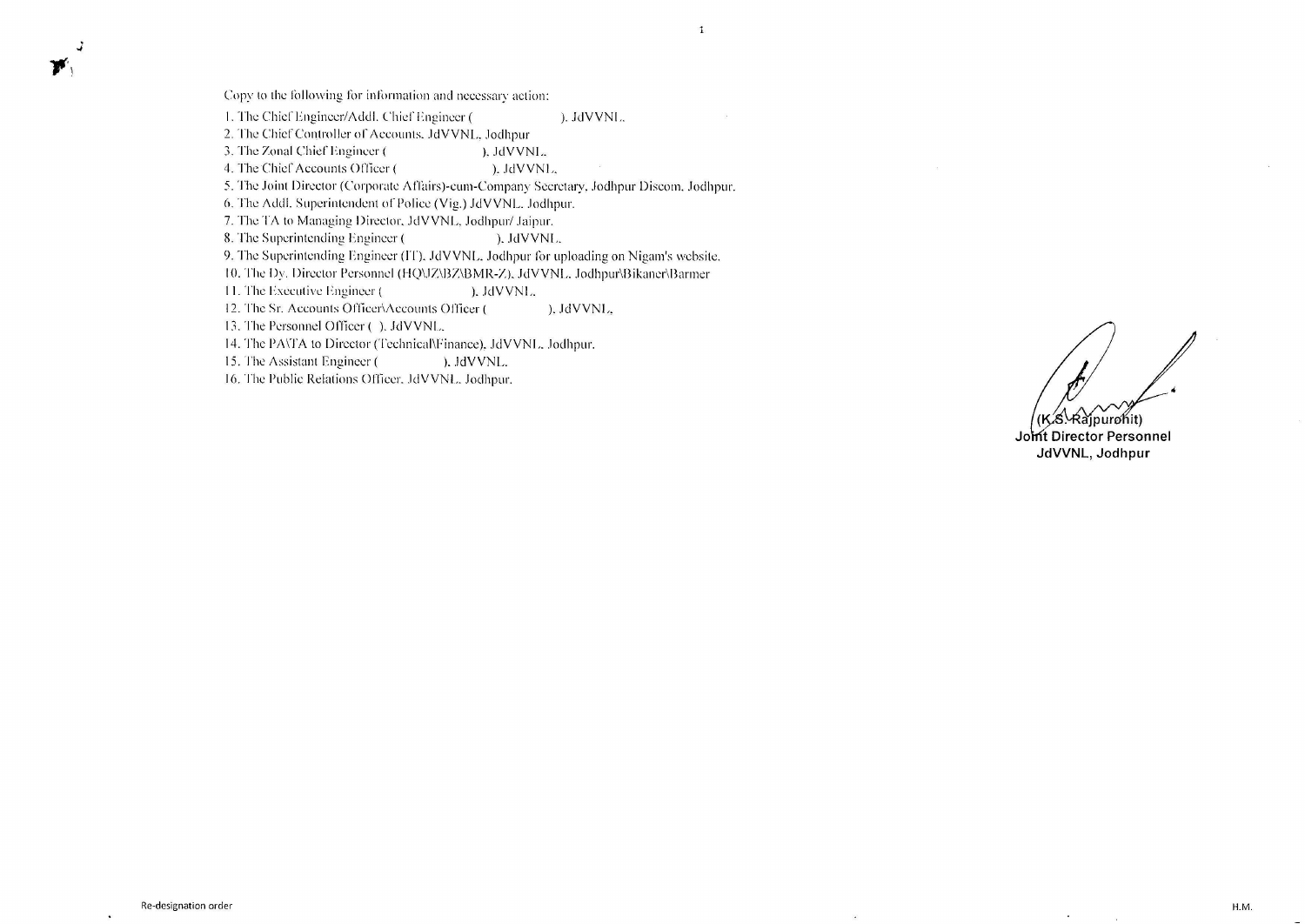Copy to the following for information and necessary action:

1. The Chief Engineer/Addl. Chief Engineer (                    ), JdVVNL.
2. The Chief Controller of Accounts, JdVVNL, Jodhpur
3. The Zonal Chief Engineer (                    ), JdVVNL.
4. The Chief Accounts Officer (                    ), JdVVNL.
5. The Joint Director (Corporate Affairs)-cum-Company Secretary, Jodhpur Discom, Jodhpur.
6. The Addl. Superintendent of Police (Vig.) JdVVNL, Jodhpur.
7. The TA to Managing Director, JdVVNL, Jodhpur/ Jaipur.
8. The Superintending Engineer (                    ), JdVVNL.
9. The Superintending Engineer (IT), JdVVNL, Jodhpur for uploading on Nigam's website.
10. The Dy. Director Personnel (HQ\JZ\BZ\BMR-Z), JdVVNL, Jodhpur\Bikaner\Barmer
11. The Executive Engineer (                    ), JdVVNL.
12. The Sr. Accounts Officer\Accounts Officer (                    ), JdVVNL.
13. The Personnel Officer (  ), JdVVNL.
14. The PA\TA to Director (Technical\Finance), JdVVNL, Jodhpur.
15. The Assistant Engineer (                    ), JdVVNL.
16. The Public Relations Officer, JdVVNL, Jodhpur.

(K.S. Rajpurohit)
**Joint Director Personnel**
**JdVVNL, Jodhpur**

Re-designation order

H.M.